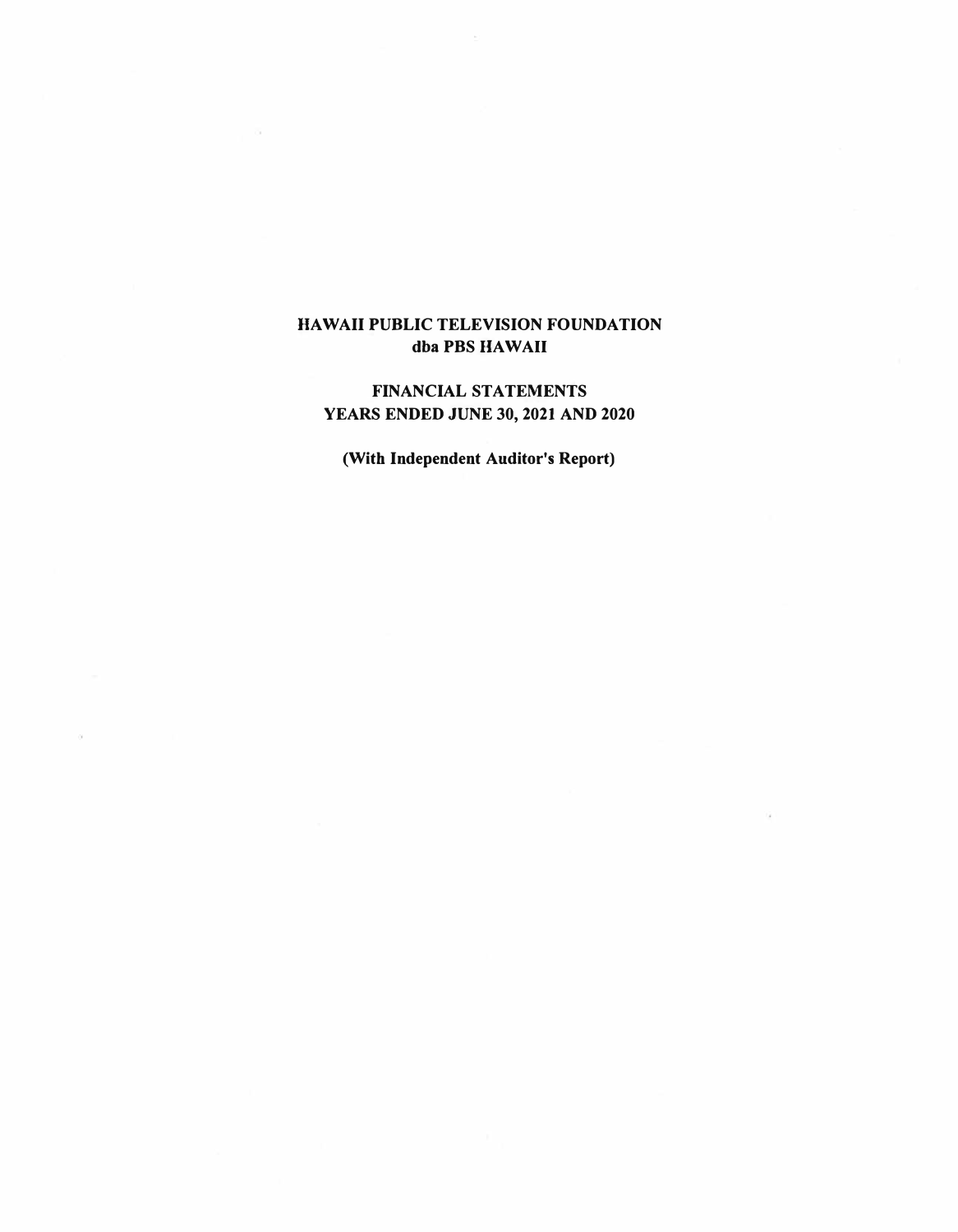# HAWAII PUBLIC TELEVISION FOUNDATION
## dba PBS HAWAII

## FINANCIAL STATEMENTS
## YEARS ENDED JUNE 30, 2021 AND 2020

**(With Independent Auditor's Report)**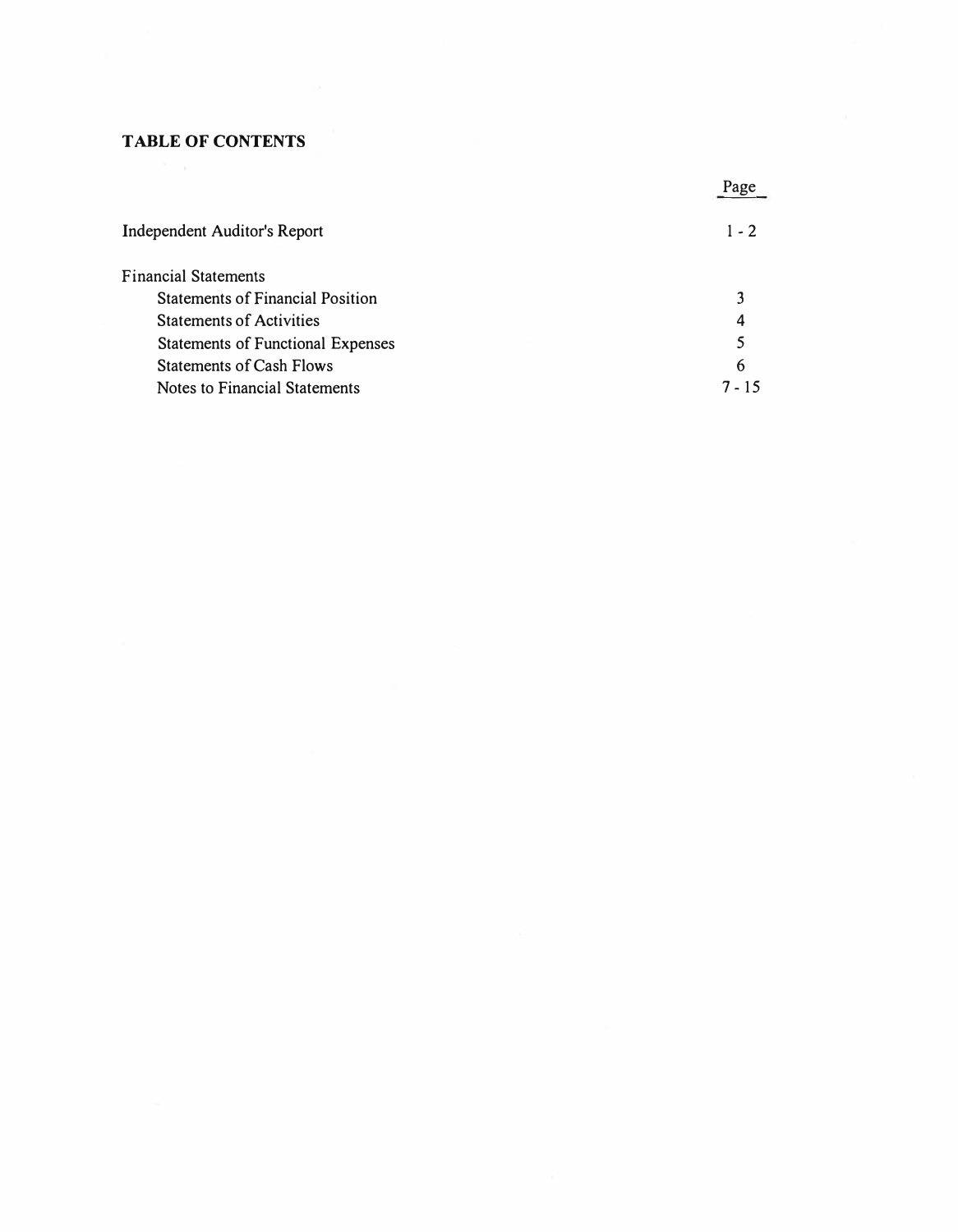## TABLE OF CONTENTS

| | Page |
|---|---|
| Independent Auditor's Report | 1 - 2 |
| Financial Statements | |
| Statements of Financial Position | 3 |
| Statements of Activities | 4 |
| Statements of Functional Expenses | 5 |
| Statements of Cash Flows | 6 |
| Notes to Financial Statements | 7 - 15 |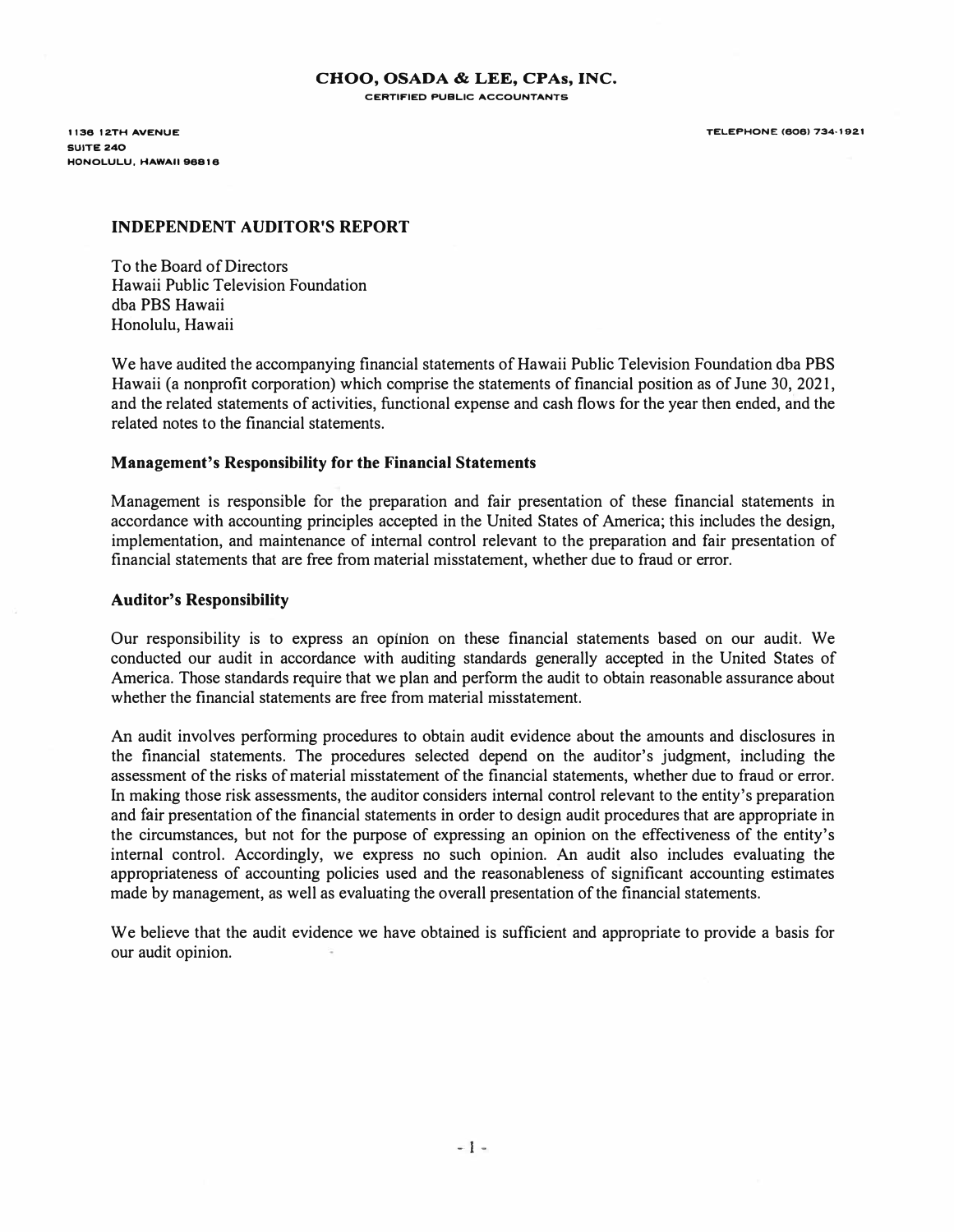**CHOO, OSADA & LEE, CPAs, INC.**
CERTIFIED PUBLIC ACCOUNTANTS

1136 12TH AVENUE
SUITE 240
HONOLULU, HAWAII 96816

TELEPHONE (808) 734-1921

## INDEPENDENT AUDITOR'S REPORT

To the Board of Directors
Hawaii Public Television Foundation
dba PBS Hawaii
Honolulu, Hawaii

We have audited the accompanying financial statements of Hawaii Public Television Foundation dba PBS Hawaii (a nonprofit corporation) which comprise the statements of financial position as of June 30, 2021, and the related statements of activities, functional expense and cash flows for the year then ended, and the related notes to the financial statements.

### Management's Responsibility for the Financial Statements

Management is responsible for the preparation and fair presentation of these financial statements in accordance with accounting principles accepted in the United States of America; this includes the design, implementation, and maintenance of internal control relevant to the preparation and fair presentation of financial statements that are free from material misstatement, whether due to fraud or error.

### Auditor's Responsibility

Our responsibility is to express an opinion on these financial statements based on our audit. We conducted our audit in accordance with auditing standards generally accepted in the United States of America. Those standards require that we plan and perform the audit to obtain reasonable assurance about whether the financial statements are free from material misstatement.

An audit involves performing procedures to obtain audit evidence about the amounts and disclosures in the financial statements. The procedures selected depend on the auditor's judgment, including the assessment of the risks of material misstatement of the financial statements, whether due to fraud or error. In making those risk assessments, the auditor considers internal control relevant to the entity's preparation and fair presentation of the financial statements in order to design audit procedures that are appropriate in the circumstances, but not for the purpose of expressing an opinion on the effectiveness of the entity's internal control. Accordingly, we express no such opinion. An audit also includes evaluating the appropriateness of accounting policies used and the reasonableness of significant accounting estimates made by management, as well as evaluating the overall presentation of the financial statements.

We believe that the audit evidence we have obtained is sufficient and appropriate to provide a basis for our audit opinion.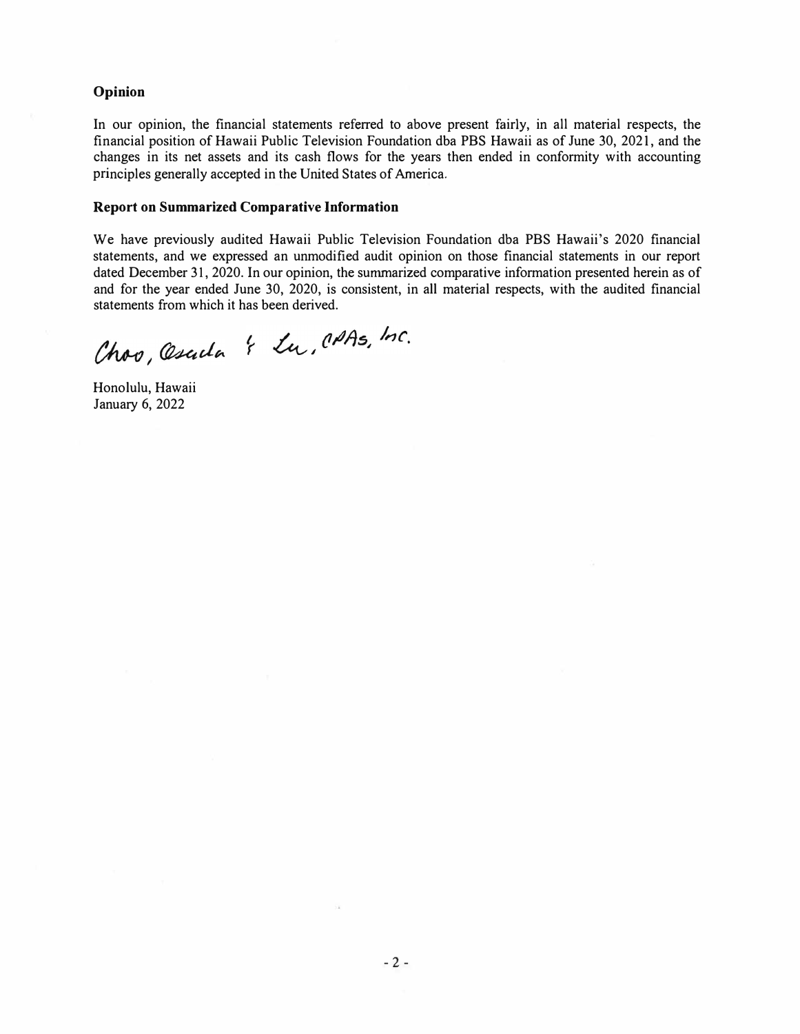## Opinion

In our opinion, the financial statements referred to above present fairly, in all material respects, the financial position of Hawaii Public Television Foundation dba PBS Hawaii as of June 30, 2021, and the changes in its net assets and its cash flows for the years then ended in conformity with accounting principles generally accepted in the United States of America.

## Report on Summarized Comparative Information

We have previously audited Hawaii Public Television Foundation dba PBS Hawaii's 2020 financial statements, and we expressed an unmodified audit opinion on those financial statements in our report dated December 31, 2020. In our opinion, the summarized comparative information presented herein as of and for the year ended June 30, 2020, is consistent, in all material respects, with the audited financial statements from which it has been derived.

*Choo, Osada & Lu, CPAs, Inc.*

Honolulu, Hawaii
January 6, 2022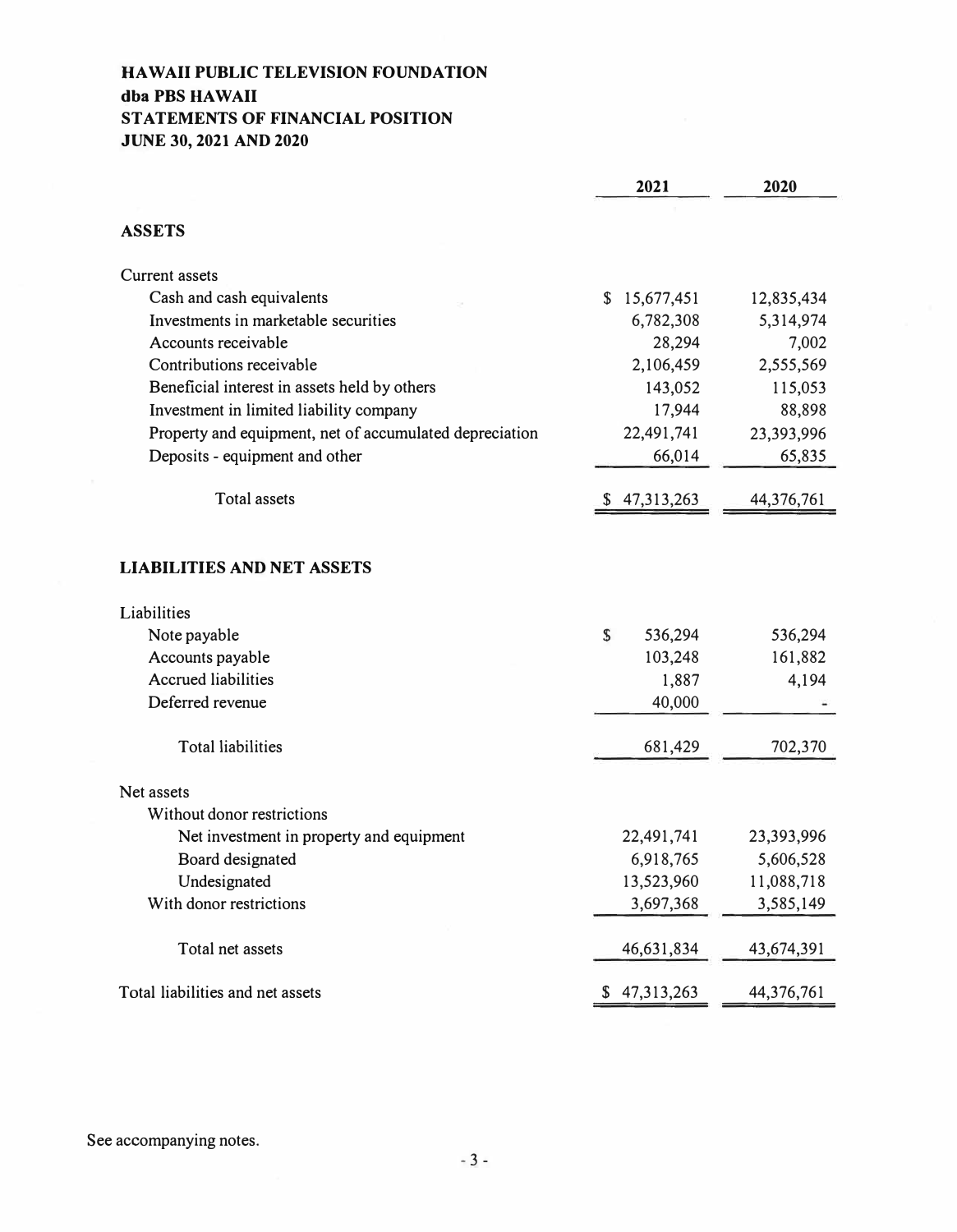# HAWAII PUBLIC TELEVISION FOUNDATION
## dba PBS HAWAII
## STATEMENTS OF FINANCIAL POSITION
## JUNE 30, 2021 AND 2020

| | 2021 | 2020 |
|---|---|---|
| **ASSETS** | | |
| Current assets | | |
| Cash and cash equivalents | $ 15,677,451 | 12,835,434 |
| Investments in marketable securities | 6,782,308 | 5,314,974 |
| Accounts receivable | 28,294 | 7,002 |
| Contributions receivable | 2,106,459 | 2,555,569 |
| Beneficial interest in assets held by others | 143,052 | 115,053 |
| Investment in limited liability company | 17,944 | 88,898 |
| Property and equipment, net of accumulated depreciation | 22,491,741 | 23,393,996 |
| Deposits - equipment and other | 66,014 | 65,835 |
| Total assets | $ 47,313,263 | 44,376,761 |
| **LIABILITIES AND NET ASSETS** | | |
| Liabilities | | |
| Note payable | $ 536,294 | 536,294 |
| Accounts payable | 103,248 | 161,882 |
| Accrued liabilities | 1,887 | 4,194 |
| Deferred revenue | 40,000 | - |
| Total liabilities | 681,429 | 702,370 |
| Net assets | | |
| Without donor restrictions | | |
| Net investment in property and equipment | 22,491,741 | 23,393,996 |
| Board designated | 6,918,765 | 5,606,528 |
| Undesignated | 13,523,960 | 11,088,718 |
| With donor restrictions | 3,697,368 | 3,585,149 |
| Total net assets | 46,631,834 | 43,674,391 |
| Total liabilities and net assets | $ 47,313,263 | 44,376,761 |

See accompanying notes.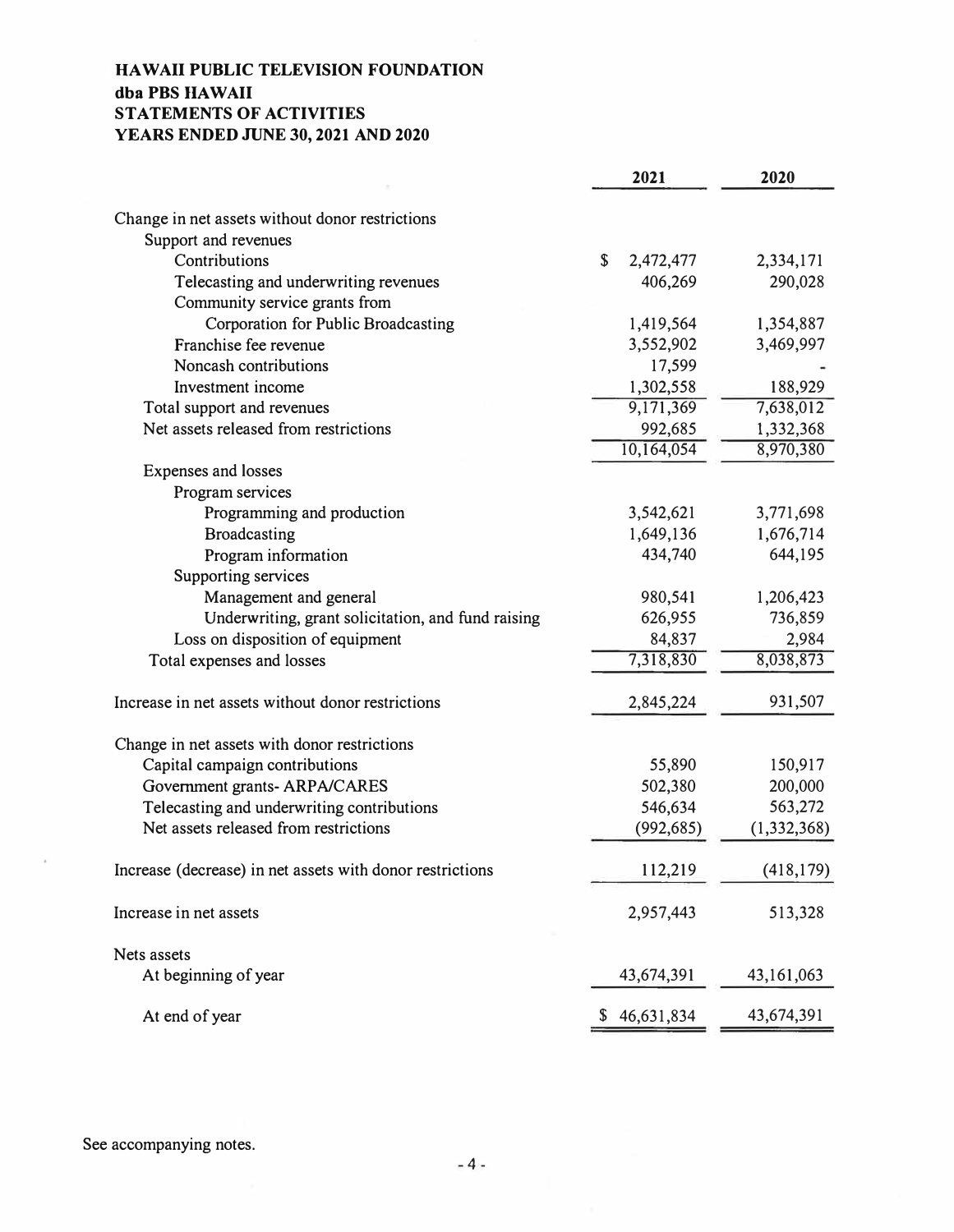# HAWAII PUBLIC TELEVISION FOUNDATION
## dba PBS HAWAII
## STATEMENTS OF ACTIVITIES
## YEARS ENDED JUNE 30, 2021 AND 2020

| | 2021 | 2020 |
|---|---|---|
| Change in net assets without donor restrictions | | |
| Support and revenues | | |
| Contributions | $ 2,472,477 | 2,334,171 |
| Telecasting and underwriting revenues | 406,269 | 290,028 |
| Community service grants from Corporation for Public Broadcasting | 1,419,564 | 1,354,887 |
| Franchise fee revenue | 3,552,902 | 3,469,997 |
| Noncash contributions | 17,599 | - |
| Investment income | 1,302,558 | 188,929 |
| Total support and revenues | 9,171,369 | 7,638,012 |
| Net assets released from restrictions | 992,685 | 1,332,368 |
| | 10,164,054 | 8,970,380 |
| Expenses and losses | | |
| Program services | | |
| Programming and production | 3,542,621 | 3,771,698 |
| Broadcasting | 1,649,136 | 1,676,714 |
| Program information | 434,740 | 644,195 |
| Supporting services | | |
| Management and general | 980,541 | 1,206,423 |
| Underwriting, grant solicitation, and fund raising | 626,955 | 736,859 |
| Loss on disposition of equipment | 84,837 | 2,984 |
| Total expenses and losses | 7,318,830 | 8,038,873 |
| Increase in net assets without donor restrictions | 2,845,224 | 931,507 |
| Change in net assets with donor restrictions | | |
| Capital campaign contributions | 55,890 | 150,917 |
| Government grants- ARPA/CARES | 502,380 | 200,000 |
| Telecasting and underwriting contributions | 546,634 | 563,272 |
| Net assets released from restrictions | (992,685) | (1,332,368) |
| Increase (decrease) in net assets with donor restrictions | 112,219 | (418,179) |
| Increase in net assets | 2,957,443 | 513,328 |
| Nets assets | | |
| At beginning of year | 43,674,391 | 43,161,063 |
| At end of year | $ 46,631,834 | 43,674,391 |

See accompanying notes.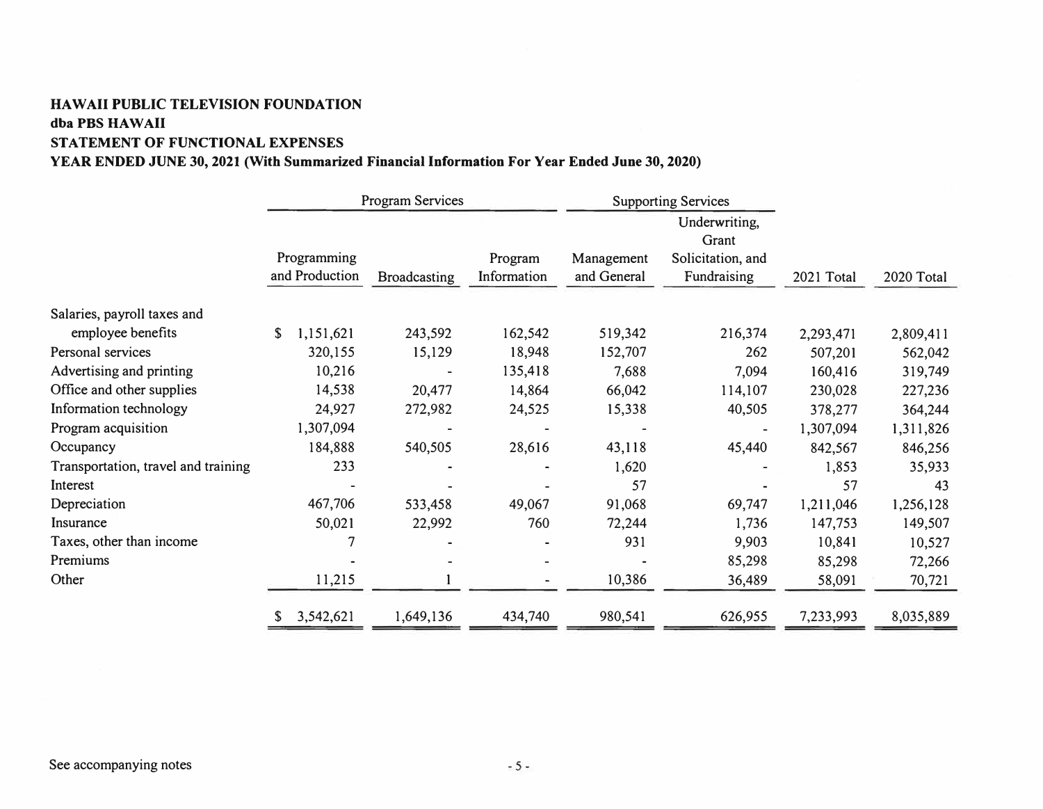**HAWAII PUBLIC TELEVISION FOUNDATION**
**dba PBS HAWAII**
**STATEMENT OF FUNCTIONAL EXPENSES**
**YEAR ENDED JUNE 30, 2021 (With Summarized Financial Information For Year Ended June 30, 2020)**

| | Program Services | | | Supporting Services | | | |
|---|---|---|---|---|---|---|---|
| | Programming and Production | Broadcasting | Program Information | Management and General | Underwriting, Grant Solicitation, and Fundraising | 2021 Total | 2020 Total |
| Salaries, payroll taxes and employee benefits | $ 1,151,621 | 243,592 | 162,542 | 519,342 | 216,374 | 2,293,471 | 2,809,411 |
| Personal services | 320,155 | 15,129 | 18,948 | 152,707 | 262 | 507,201 | 562,042 |
| Advertising and printing | 10,216 | - | 135,418 | 7,688 | 7,094 | 160,416 | 319,749 |
| Office and other supplies | 14,538 | 20,477 | 14,864 | 66,042 | 114,107 | 230,028 | 227,236 |
| Information technology | 24,927 | 272,982 | 24,525 | 15,338 | 40,505 | 378,277 | 364,244 |
| Program acquisition | 1,307,094 | - | - | - | - | 1,307,094 | 1,311,826 |
| Occupancy | 184,888 | 540,505 | 28,616 | 43,118 | 45,440 | 842,567 | 846,256 |
| Transportation, travel and training | 233 | - | - | 1,620 | - | 1,853 | 35,933 |
| Interest | - | - | - | 57 | - | 57 | 43 |
| Depreciation | 467,706 | 533,458 | 49,067 | 91,068 | 69,747 | 1,211,046 | 1,256,128 |
| Insurance | 50,021 | 22,992 | 760 | 72,244 | 1,736 | 147,753 | 149,507 |
| Taxes, other than income | 7 | - | - | 931 | 9,903 | 10,841 | 10,527 |
| Premiums | - | - | - | - | 85,298 | 85,298 | 72,266 |
| Other | 11,215 | 1 | - | 10,386 | 36,489 | 58,091 | 70,721 |
| | $ 3,542,621 | 1,649,136 | 434,740 | 980,541 | 626,955 | 7,233,993 | 8,035,889 |

See accompanying notes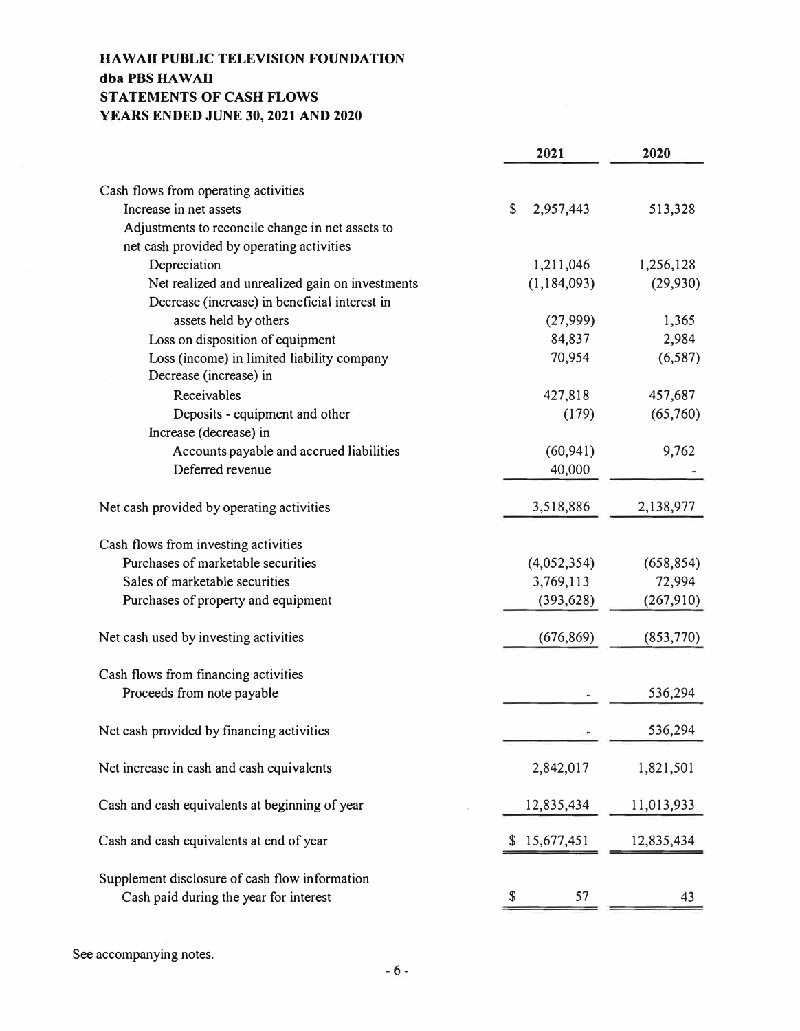**HAWAII PUBLIC TELEVISION FOUNDATION**
**dba PBS HAWAII**
**STATEMENTS OF CASH FLOWS**
**YEARS ENDED JUNE 30, 2021 AND 2020**

| | 2021 | 2020 |
|---|---|---|
| Cash flows from operating activities | | |
| Increase in net assets | $ 2,957,443 | 513,328 |
| Adjustments to reconcile change in net assets to net cash provided by operating activities | | |
| Depreciation | 1,211,046 | 1,256,128 |
| Net realized and unrealized gain on investments | (1,184,093) | (29,930) |
| Decrease (increase) in beneficial interest in assets held by others | (27,999) | 1,365 |
| Loss on disposition of equipment | 84,837 | 2,984 |
| Loss (income) in limited liability company | 70,954 | (6,587) |
| Decrease (increase) in | | |
| Receivables | 427,818 | 457,687 |
| Deposits - equipment and other | (179) | (65,760) |
| Increase (decrease) in | | |
| Accounts payable and accrued liabilities | (60,941) | 9,762 |
| Deferred revenue | 40,000 | - |
| Net cash provided by operating activities | 3,518,886 | 2,138,977 |
| Cash flows from investing activities | | |
| Purchases of marketable securities | (4,052,354) | (658,854) |
| Sales of marketable securities | 3,769,113 | 72,994 |
| Purchases of property and equipment | (393,628) | (267,910) |
| Net cash used by investing activities | (676,869) | (853,770) |
| Cash flows from financing activities | | |
| Proceeds from note payable | - | 536,294 |
| Net cash provided by financing activities | - | 536,294 |
| Net increase in cash and cash equivalents | 2,842,017 | 1,821,501 |
| Cash and cash equivalents at beginning of year | 12,835,434 | 11,013,933 |
| Cash and cash equivalents at end of year | $ 15,677,451 | 12,835,434 |
| Supplement disclosure of cash flow information | | |
| Cash paid during the year for interest | $ 57 | 43 |

See accompanying notes.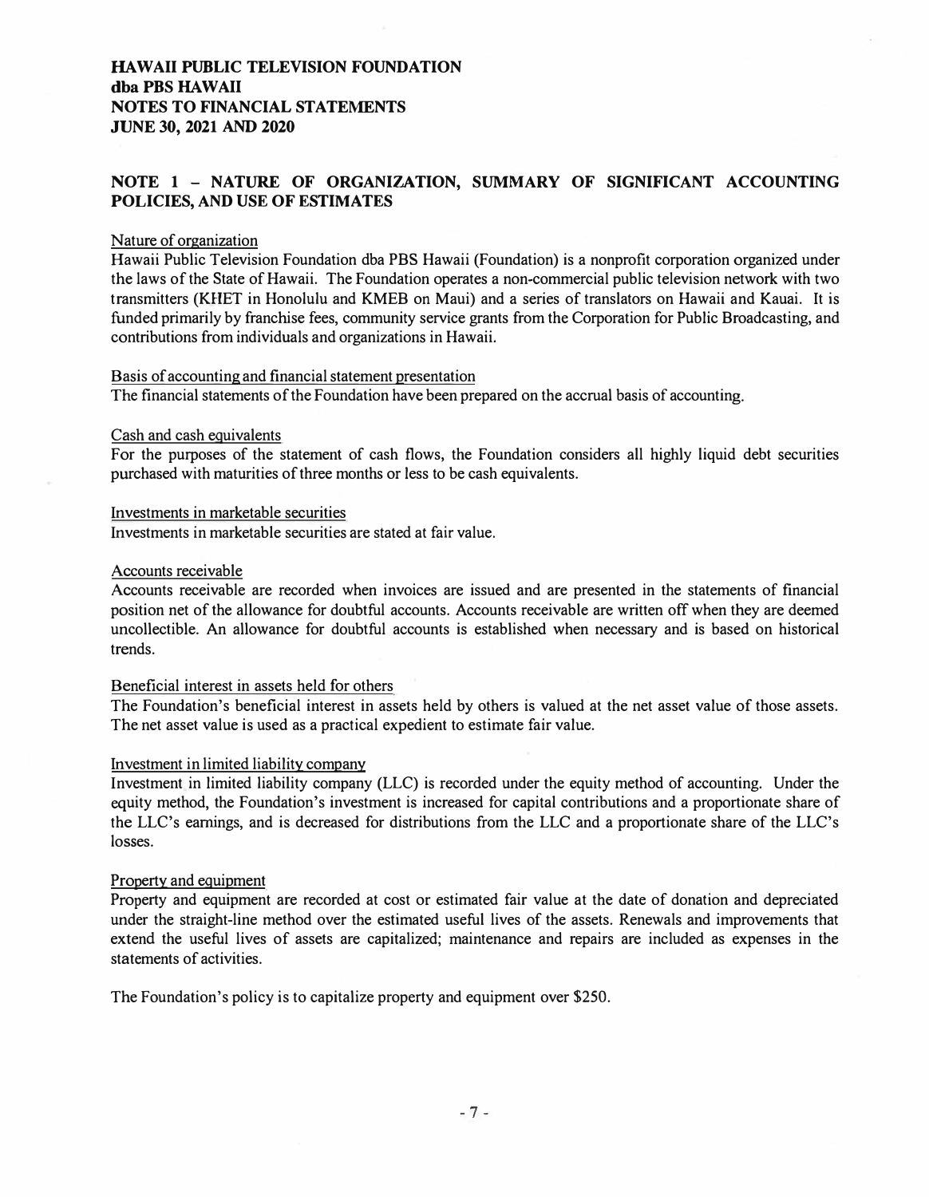**HAWAII PUBLIC TELEVISION FOUNDATION**
**dba PBS HAWAII**
**NOTES TO FINANCIAL STATEMENTS**
**JUNE 30, 2021 AND 2020**

## NOTE 1 – NATURE OF ORGANIZATION, SUMMARY OF SIGNIFICANT ACCOUNTING POLICIES, AND USE OF ESTIMATES

### Nature of organization

Hawaii Public Television Foundation dba PBS Hawaii (Foundation) is a nonprofit corporation organized under the laws of the State of Hawaii. The Foundation operates a non-commercial public television network with two transmitters (KHET in Honolulu and KMEB on Maui) and a series of translators on Hawaii and Kauai. It is funded primarily by franchise fees, community service grants from the Corporation for Public Broadcasting, and contributions from individuals and organizations in Hawaii.

### Basis of accounting and financial statement presentation

The financial statements of the Foundation have been prepared on the accrual basis of accounting.

### Cash and cash equivalents

For the purposes of the statement of cash flows, the Foundation considers all highly liquid debt securities purchased with maturities of three months or less to be cash equivalents.

### Investments in marketable securities

Investments in marketable securities are stated at fair value.

### Accounts receivable

Accounts receivable are recorded when invoices are issued and are presented in the statements of financial position net of the allowance for doubtful accounts. Accounts receivable are written off when they are deemed uncollectible. An allowance for doubtful accounts is established when necessary and is based on historical trends.

### Beneficial interest in assets held for others

The Foundation's beneficial interest in assets held by others is valued at the net asset value of those assets. The net asset value is used as a practical expedient to estimate fair value.

### Investment in limited liability company

Investment in limited liability company (LLC) is recorded under the equity method of accounting. Under the equity method, the Foundation's investment is increased for capital contributions and a proportionate share of the LLC's earnings, and is decreased for distributions from the LLC and a proportionate share of the LLC's losses.

### Property and equipment

Property and equipment are recorded at cost or estimated fair value at the date of donation and depreciated under the straight-line method over the estimated useful lives of the assets. Renewals and improvements that extend the useful lives of assets are capitalized; maintenance and repairs are included as expenses in the statements of activities.

The Foundation's policy is to capitalize property and equipment over $250.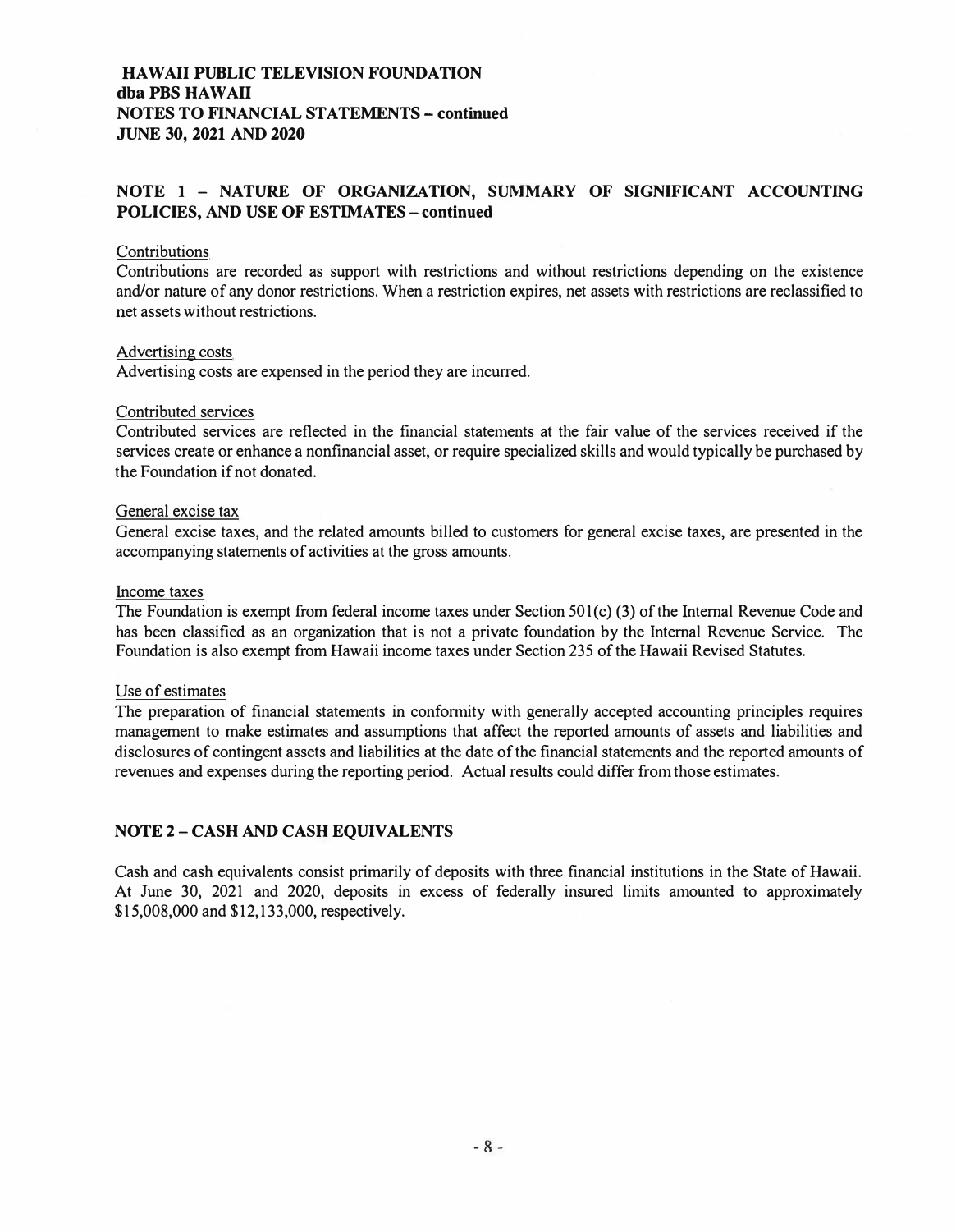## NOTE 1 – NATURE OF ORGANIZATION, SUMMARY OF SIGNIFICANT ACCOUNTING POLICIES, AND USE OF ESTIMATES – continued

Contributions

Contributions are recorded as support with restrictions and without restrictions depending on the existence and/or nature of any donor restrictions. When a restriction expires, net assets with restrictions are reclassified to net assets without restrictions.

Advertising costs

Advertising costs are expensed in the period they are incurred.

Contributed services

Contributed services are reflected in the financial statements at the fair value of the services received if the services create or enhance a nonfinancial asset, or require specialized skills and would typically be purchased by the Foundation if not donated.

General excise tax

General excise taxes, and the related amounts billed to customers for general excise taxes, are presented in the accompanying statements of activities at the gross amounts.

Income taxes

The Foundation is exempt from federal income taxes under Section 501(c) (3) of the Internal Revenue Code and has been classified as an organization that is not a private foundation by the Internal Revenue Service. The Foundation is also exempt from Hawaii income taxes under Section 235 of the Hawaii Revised Statutes.

Use of estimates

The preparation of financial statements in conformity with generally accepted accounting principles requires management to make estimates and assumptions that affect the reported amounts of assets and liabilities and disclosures of contingent assets and liabilities at the date of the financial statements and the reported amounts of revenues and expenses during the reporting period. Actual results could differ from those estimates.

## NOTE 2 – CASH AND CASH EQUIVALENTS

Cash and cash equivalents consist primarily of deposits with three financial institutions in the State of Hawaii. At June 30, 2021 and 2020, deposits in excess of federally insured limits amounted to approximately $15,008,000 and $12,133,000, respectively.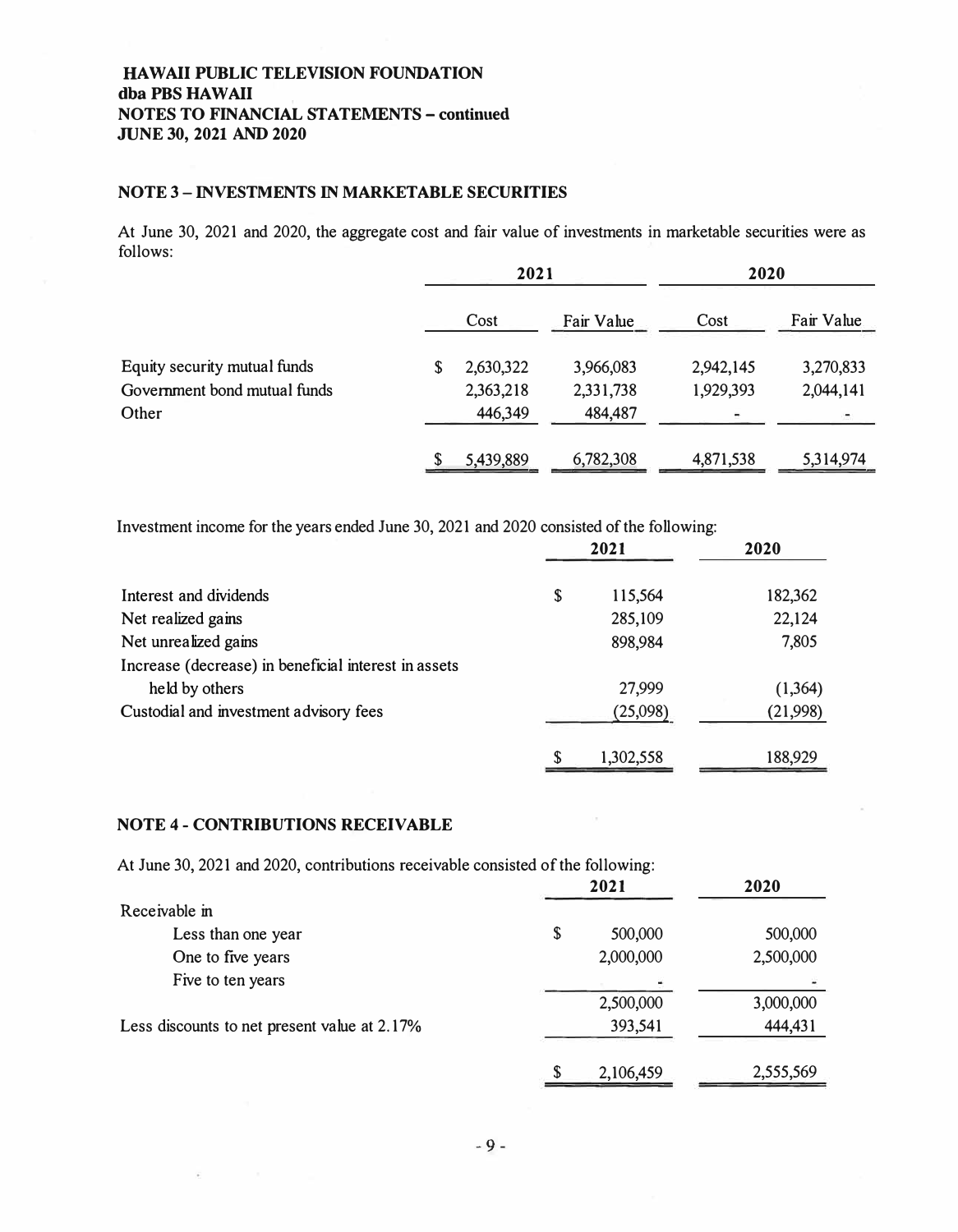**HAWAII PUBLIC TELEVISION FOUNDATION**
**dba PBS HAWAII**
**NOTES TO FINANCIAL STATEMENTS – continued**
**JUNE 30, 2021 AND 2020**

## NOTE 3 – INVESTMENTS IN MARKETABLE SECURITIES

At June 30, 2021 and 2020, the aggregate cost and fair value of investments in marketable securities were as follows:

| | 2021 | | 2020 | |
|---|---|---|---|---|
| | Cost | Fair Value | Cost | Fair Value |
| Equity security mutual funds | $ 2,630,322 | 3,966,083 | 2,942,145 | 3,270,833 |
| Government bond mutual funds | 2,363,218 | 2,331,738 | 1,929,393 | 2,044,141 |
| Other | 446,349 | 484,487 | - | - |
| | $ 5,439,889 | 6,782,308 | 4,871,538 | 5,314,974 |

Investment income for the years ended June 30, 2021 and 2020 consisted of the following:

| | 2021 | 2020 |
|---|---|---|
| Interest and dividends | $ 115,564 | 182,362 |
| Net realized gains | 285,109 | 22,124 |
| Net unrealized gains | 898,984 | 7,805 |
| Increase (decrease) in beneficial interest in assets held by others | 27,999 | (1,364) |
| Custodial and investment advisory fees | (25,098) | (21,998) |
| | $ 1,302,558 | 188,929 |

## NOTE 4 - CONTRIBUTIONS RECEIVABLE

At June 30, 2021 and 2020, contributions receivable consisted of the following:

| | 2021 | 2020 |
|---|---|---|
| Receivable in | | |
| Less than one year | $ 500,000 | 500,000 |
| One to five years | 2,000,000 | 2,500,000 |
| Five to ten years | - | - |
| | 2,500,000 | 3,000,000 |
| Less discounts to net present value at 2.17% | 393,541 | 444,431 |
| | $ 2,106,459 | 2,555,569 |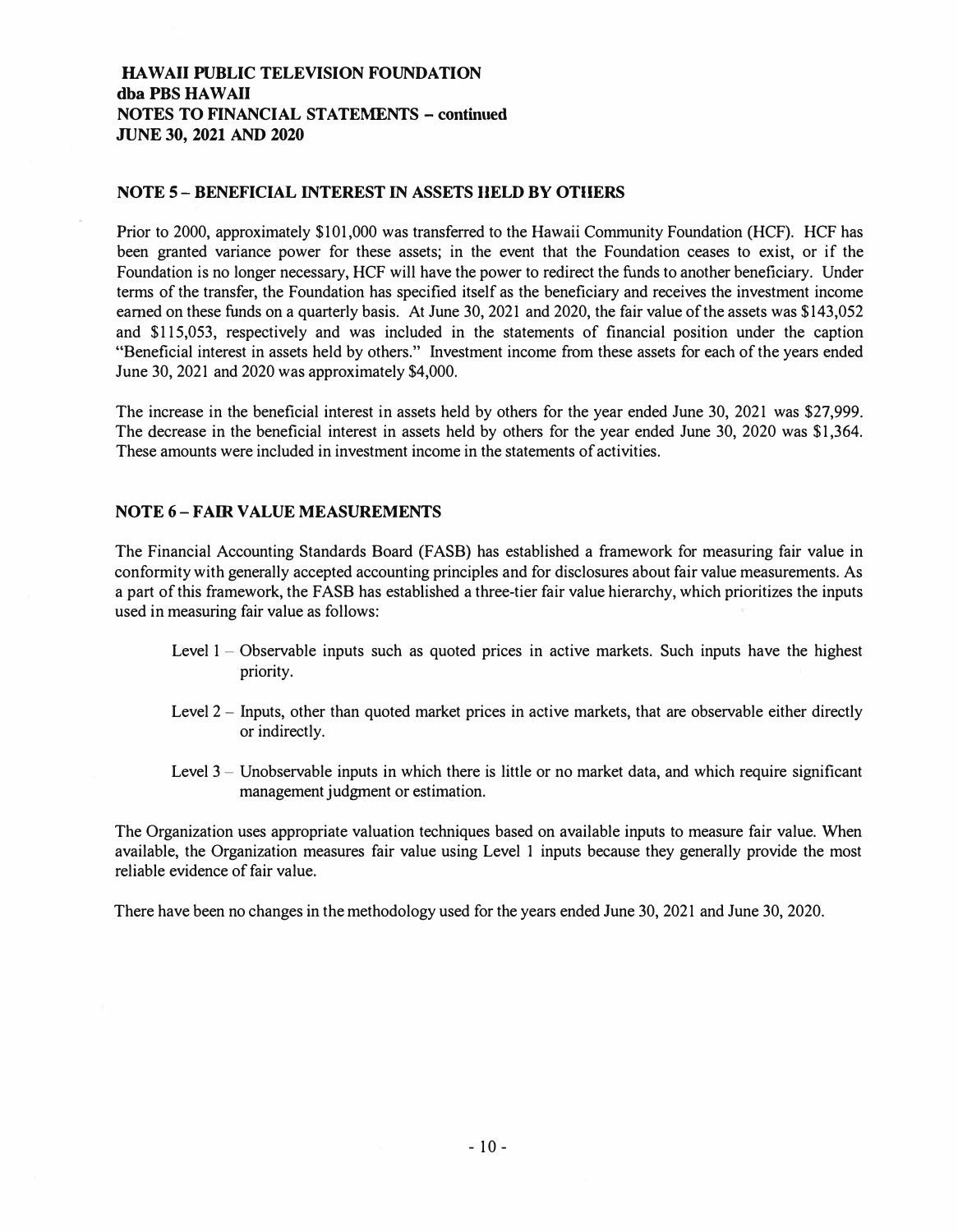**HAWAII PUBLIC TELEVISION FOUNDATION**
**dba PBS HAWAII**
**NOTES TO FINANCIAL STATEMENTS – continued**
**JUNE 30, 2021 AND 2020**

## NOTE 5 – BENEFICIAL INTEREST IN ASSETS HELD BY OTHERS

Prior to 2000, approximately $101,000 was transferred to the Hawaii Community Foundation (HCF). HCF has been granted variance power for these assets; in the event that the Foundation ceases to exist, or if the Foundation is no longer necessary, HCF will have the power to redirect the funds to another beneficiary. Under terms of the transfer, the Foundation has specified itself as the beneficiary and receives the investment income earned on these funds on a quarterly basis. At June 30, 2021 and 2020, the fair value of the assets was $143,052 and $115,053, respectively and was included in the statements of financial position under the caption "Beneficial interest in assets held by others." Investment income from these assets for each of the years ended June 30, 2021 and 2020 was approximately $4,000.

The increase in the beneficial interest in assets held by others for the year ended June 30, 2021 was $27,999. The decrease in the beneficial interest in assets held by others for the year ended June 30, 2020 was $1,364. These amounts were included in investment income in the statements of activities.

## NOTE 6 – FAIR VALUE MEASUREMENTS

The Financial Accounting Standards Board (FASB) has established a framework for measuring fair value in conformity with generally accepted accounting principles and for disclosures about fair value measurements. As a part of this framework, the FASB has established a three-tier fair value hierarchy, which prioritizes the inputs used in measuring fair value as follows:

- Level 1 – Observable inputs such as quoted prices in active markets. Such inputs have the highest priority.
- Level 2 – Inputs, other than quoted market prices in active markets, that are observable either directly or indirectly.
- Level 3 – Unobservable inputs in which there is little or no market data, and which require significant management judgment or estimation.

The Organization uses appropriate valuation techniques based on available inputs to measure fair value. When available, the Organization measures fair value using Level 1 inputs because they generally provide the most reliable evidence of fair value.

There have been no changes in the methodology used for the years ended June 30, 2021 and June 30, 2020.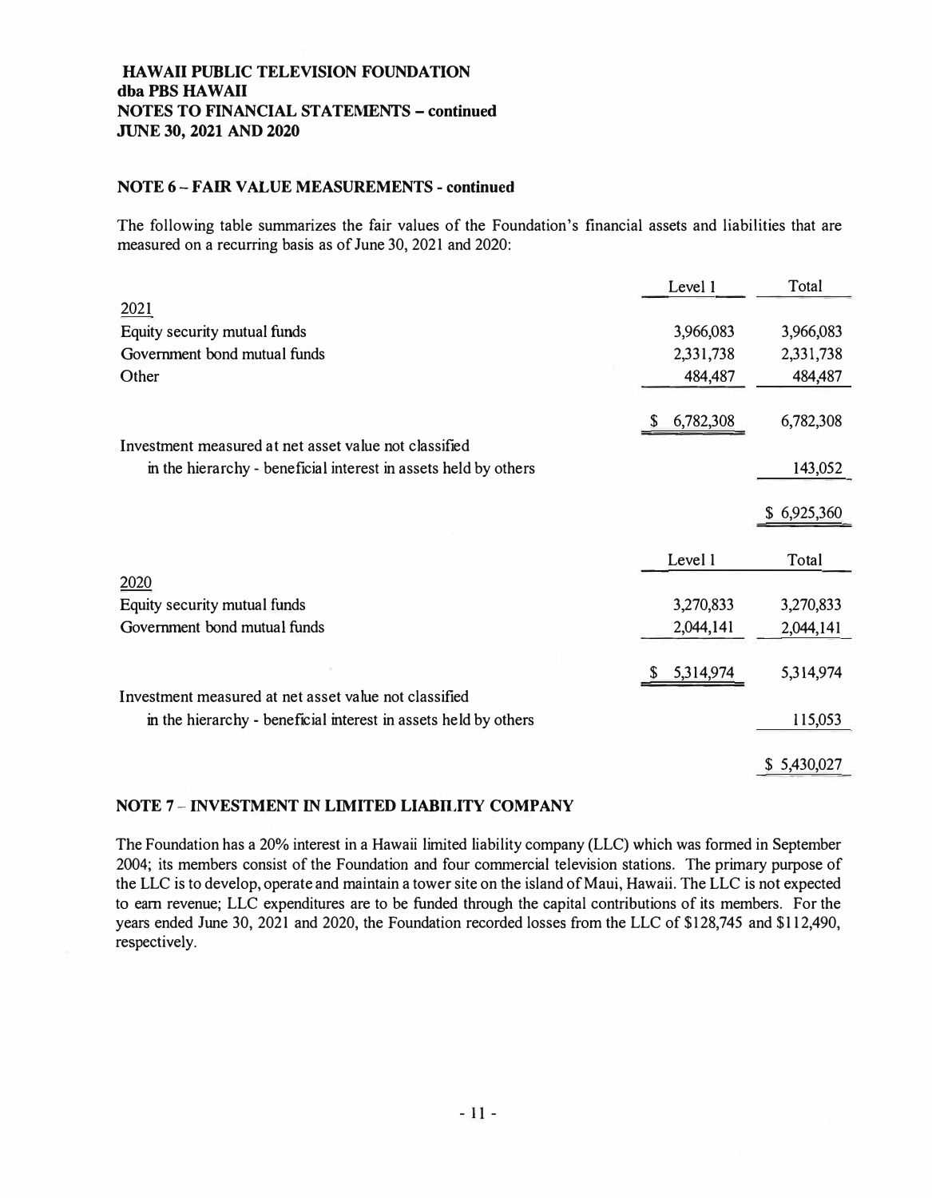**HAWAII PUBLIC TELEVISION FOUNDATION**
**dba PBS HAWAII**
**NOTES TO FINANCIAL STATEMENTS – continued**
**JUNE 30, 2021 AND 2020**

## NOTE 6 – FAIR VALUE MEASUREMENTS - continued

The following table summarizes the fair values of the Foundation's financial assets and liabilities that are measured on a recurring basis as of June 30, 2021 and 2020:

| | Level 1 | Total |
|---|---|---|
| 2021 | | |
| Equity security mutual funds | 3,966,083 | 3,966,083 |
| Government bond mutual funds | 2,331,738 | 2,331,738 |
| Other | 484,487 | 484,487 |
| | $ 6,782,308 | 6,782,308 |
| Investment measured at net asset value not classified in the hierarchy - beneficial interest in assets held by others | | 143,052 |
| | | $ 6,925,360 |

| | Level 1 | Total |
|---|---|---|
| 2020 | | |
| Equity security mutual funds | 3,270,833 | 3,270,833 |
| Government bond mutual funds | 2,044,141 | 2,044,141 |
| | $ 5,314,974 | 5,314,974 |
| Investment measured at net asset value not classified in the hierarchy - beneficial interest in assets held by others | | 115,053 |
| | | $ 5,430,027 |

## NOTE 7 – INVESTMENT IN LIMITED LIABILITY COMPANY

The Foundation has a 20% interest in a Hawaii limited liability company (LLC) which was formed in September 2004; its members consist of the Foundation and four commercial television stations. The primary purpose of the LLC is to develop, operate and maintain a tower site on the island of Maui, Hawaii. The LLC is not expected to earn revenue; LLC expenditures are to be funded through the capital contributions of its members. For the years ended June 30, 2021 and 2020, the Foundation recorded losses from the LLC of $128,745 and $112,490, respectively.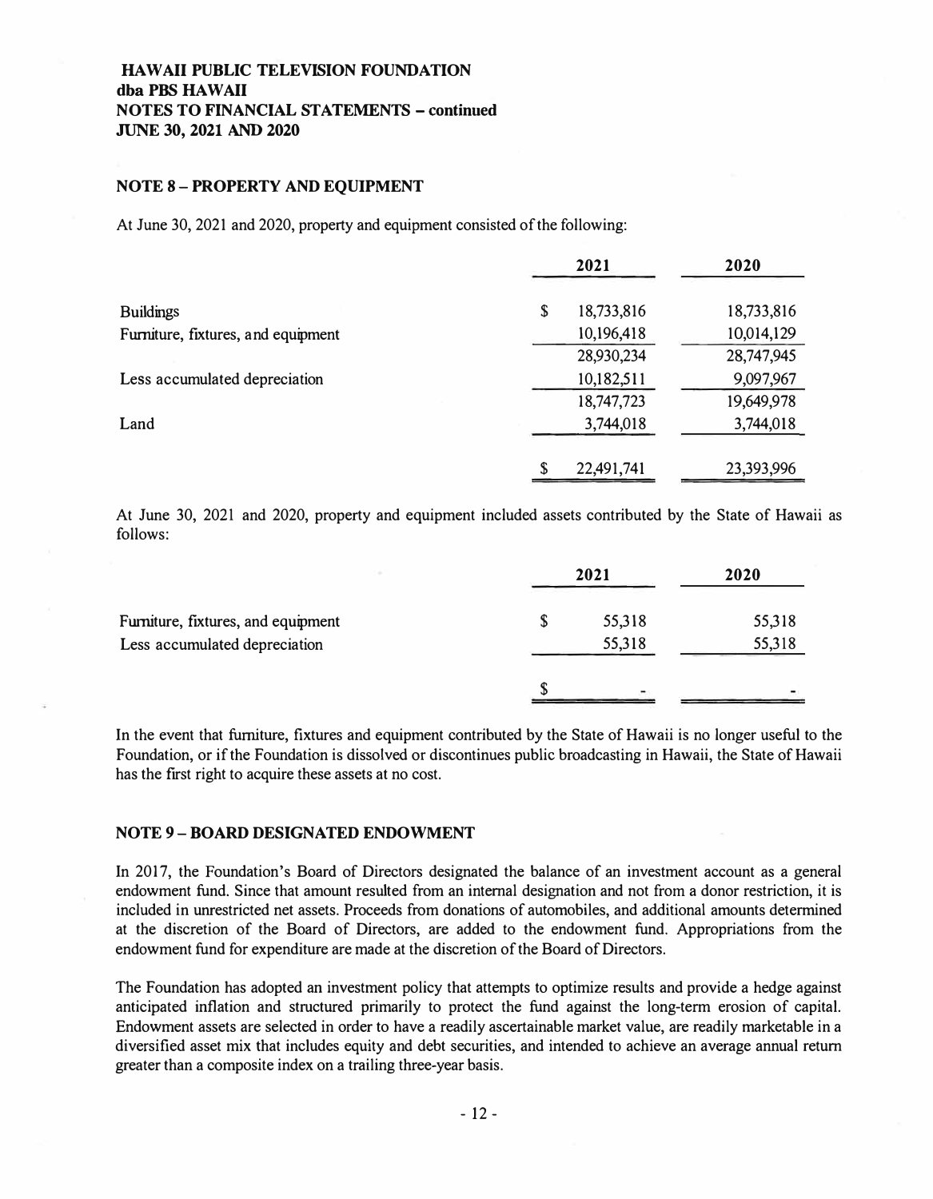**HAWAII PUBLIC TELEVISION FOUNDATION**
**dba PBS HAWAII**
**NOTES TO FINANCIAL STATEMENTS – continued**
**JUNE 30, 2021 AND 2020**

## NOTE 8 – PROPERTY AND EQUIPMENT

At June 30, 2021 and 2020, property and equipment consisted of the following:

| | 2021 | 2020 |
|---|---|---|
| Buildings | $ 18,733,816 | 18,733,816 |
| Furniture, fixtures, and equipment | 10,196,418 | 10,014,129 |
| | 28,930,234 | 28,747,945 |
| Less accumulated depreciation | 10,182,511 | 9,097,967 |
| | 18,747,723 | 19,649,978 |
| Land | 3,744,018 | 3,744,018 |
| | $ 22,491,741 | 23,393,996 |

At June 30, 2021 and 2020, property and equipment included assets contributed by the State of Hawaii as follows:

| | 2021 | 2020 |
|---|---|---|
| Furniture, fixtures, and equipment | $ 55,318 | 55,318 |
| Less accumulated depreciation | 55,318 | 55,318 |
| | $ - | - |

In the event that furniture, fixtures and equipment contributed by the State of Hawaii is no longer useful to the Foundation, or if the Foundation is dissolved or discontinues public broadcasting in Hawaii, the State of Hawaii has the first right to acquire these assets at no cost.

## NOTE 9 – BOARD DESIGNATED ENDOWMENT

In 2017, the Foundation's Board of Directors designated the balance of an investment account as a general endowment fund. Since that amount resulted from an internal designation and not from a donor restriction, it is included in unrestricted net assets. Proceeds from donations of automobiles, and additional amounts determined at the discretion of the Board of Directors, are added to the endowment fund. Appropriations from the endowment fund for expenditure are made at the discretion of the Board of Directors.

The Foundation has adopted an investment policy that attempts to optimize results and provide a hedge against anticipated inflation and structured primarily to protect the fund against the long-term erosion of capital. Endowment assets are selected in order to have a readily ascertainable market value, are readily marketable in a diversified asset mix that includes equity and debt securities, and intended to achieve an average annual return greater than a composite index on a trailing three-year basis.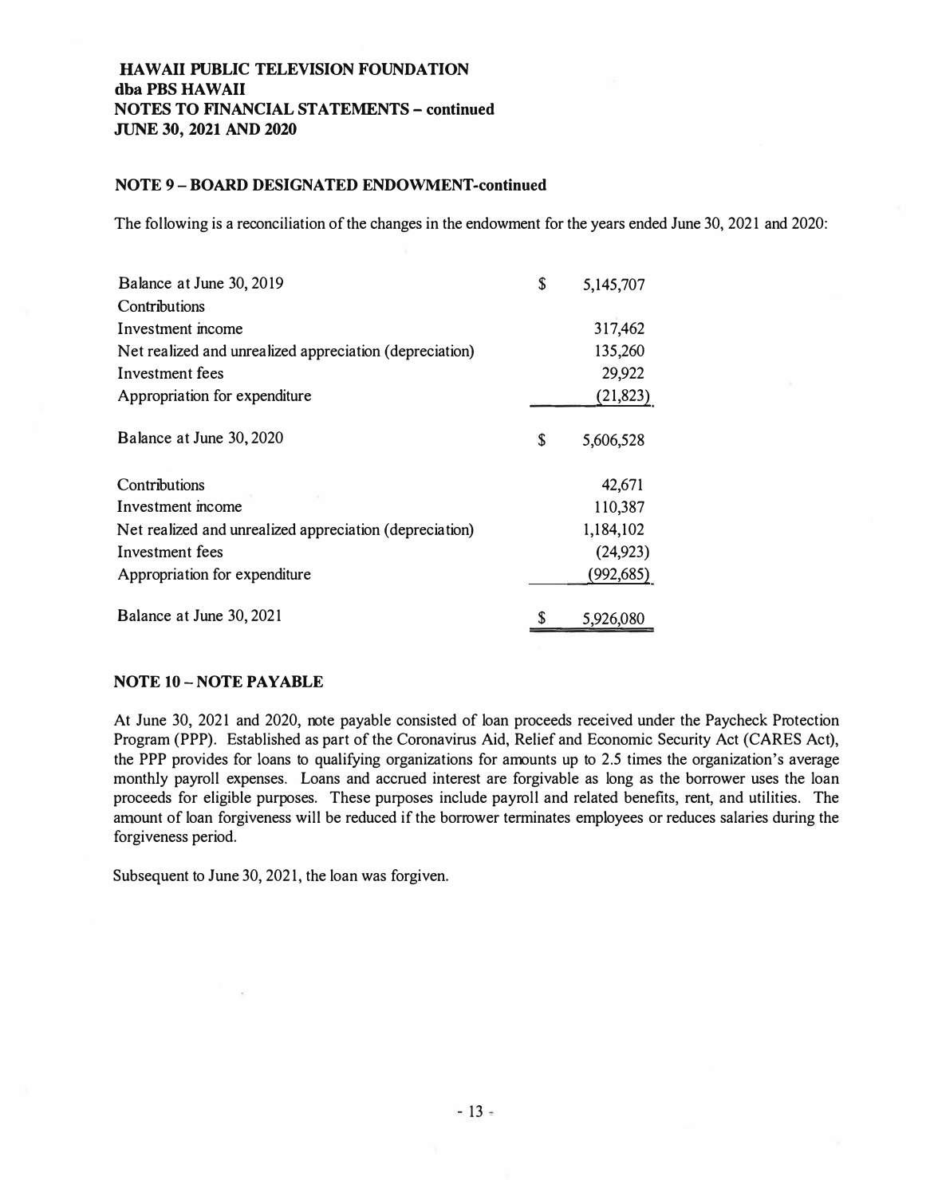**HAWAII PUBLIC TELEVISION FOUNDATION**
**dba PBS HAWAII**
**NOTES TO FINANCIAL STATEMENTS – continued**
**JUNE 30, 2021 AND 2020**

### NOTE 9 – BOARD DESIGNATED ENDOWMENT-continued

The following is a reconciliation of the changes in the endowment for the years ended June 30, 2021 and 2020:

| | | |
|---|---|---|
| Balance at June 30, 2019 | $ | 5,145,707 |
| Contributions | | |
| Investment income | | 317,462 |
| Net realized and unrealized appreciation (depreciation) | | 135,260 |
| Investment fees | | 29,922 |
| Appropriation for expenditure | | (21,823) |
| Balance at June 30, 2020 | $ | 5,606,528 |
| Contributions | | 42,671 |
| Investment income | | 110,387 |
| Net realized and unrealized appreciation (depreciation) | | 1,184,102 |
| Investment fees | | (24,923) |
| Appropriation for expenditure | | (992,685) |
| Balance at June 30, 2021 | $ | 5,926,080 |

### NOTE 10 – NOTE PAYABLE

At June 30, 2021 and 2020, note payable consisted of loan proceeds received under the Paycheck Protection Program (PPP). Established as part of the Coronavirus Aid, Relief and Economic Security Act (CARES Act), the PPP provides for loans to qualifying organizations for amounts up to 2.5 times the organization's average monthly payroll expenses. Loans and accrued interest are forgivable as long as the borrower uses the loan proceeds for eligible purposes. These purposes include payroll and related benefits, rent, and utilities. The amount of loan forgiveness will be reduced if the borrower terminates employees or reduces salaries during the forgiveness period.

Subsequent to June 30, 2021, the loan was forgiven.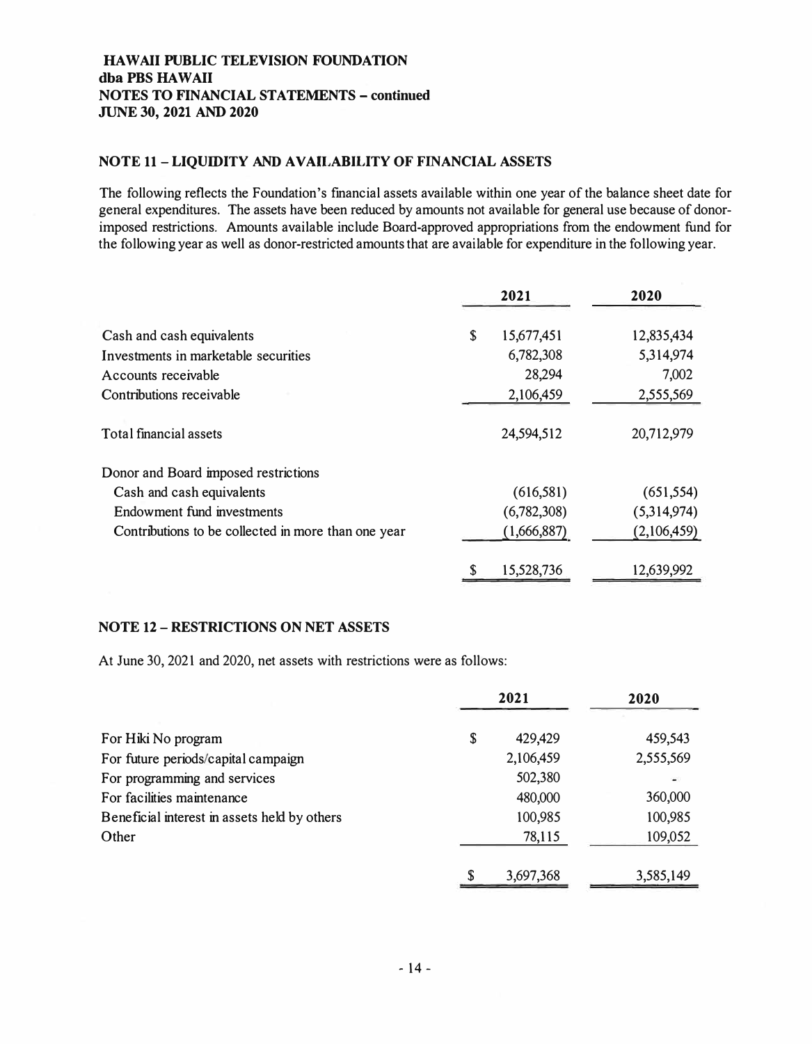**HAWAII PUBLIC TELEVISION FOUNDATION**
**dba PBS HAWAII**
**NOTES TO FINANCIAL STATEMENTS – continued**
**JUNE 30, 2021 AND 2020**

## NOTE 11 – LIQUIDITY AND AVAILABILITY OF FINANCIAL ASSETS

The following reflects the Foundation's financial assets available within one year of the balance sheet date for general expenditures. The assets have been reduced by amounts not available for general use because of donor-imposed restrictions. Amounts available include Board-approved appropriations from the endowment fund for the following year as well as donor-restricted amounts that are available for expenditure in the following year.

| | 2021 | 2020 |
|---|---|---|
| Cash and cash equivalents | $ 15,677,451 | 12,835,434 |
| Investments in marketable securities | 6,782,308 | 5,314,974 |
| Accounts receivable | 28,294 | 7,002 |
| Contributions receivable | 2,106,459 | 2,555,569 |
| Total financial assets | 24,594,512 | 20,712,979 |
| Donor and Board imposed restrictions | | |
| Cash and cash equivalents | (616,581) | (651,554) |
| Endowment fund investments | (6,782,308) | (5,314,974) |
| Contributions to be collected in more than one year | (1,666,887) | (2,106,459) |
| | $ 15,528,736 | 12,639,992 |

## NOTE 12 – RESTRICTIONS ON NET ASSETS

At June 30, 2021 and 2020, net assets with restrictions were as follows:

| | 2021 | 2020 |
|---|---|---|
| For Hiki No program | $ 429,429 | 459,543 |
| For future periods/capital campaign | 2,106,459 | 2,555,569 |
| For programming and services | 502,380 | - |
| For facilities maintenance | 480,000 | 360,000 |
| Beneficial interest in assets held by others | 100,985 | 100,985 |
| Other | 78,115 | 109,052 |
| | $ 3,697,368 | 3,585,149 |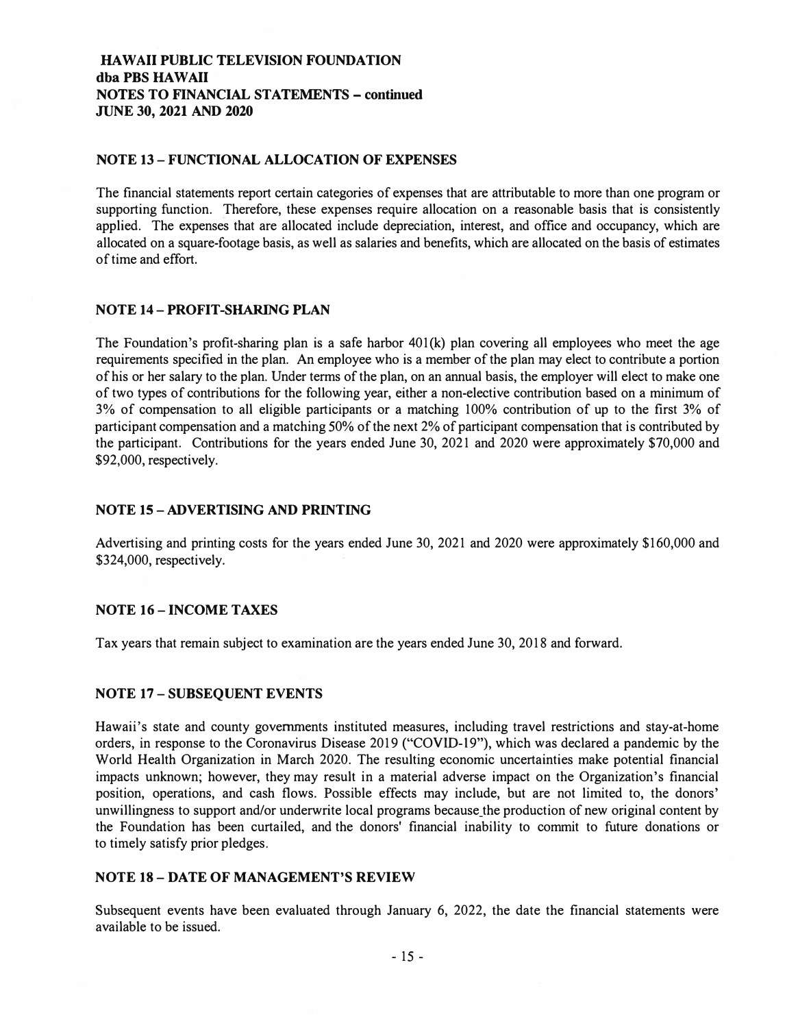## NOTE 13 – FUNCTIONAL ALLOCATION OF EXPENSES

The financial statements report certain categories of expenses that are attributable to more than one program or supporting function. Therefore, these expenses require allocation on a reasonable basis that is consistently applied. The expenses that are allocated include depreciation, interest, and office and occupancy, which are allocated on a square-footage basis, as well as salaries and benefits, which are allocated on the basis of estimates of time and effort.

## NOTE 14 – PROFIT-SHARING PLAN

The Foundation's profit-sharing plan is a safe harbor 401(k) plan covering all employees who meet the age requirements specified in the plan. An employee who is a member of the plan may elect to contribute a portion of his or her salary to the plan. Under terms of the plan, on an annual basis, the employer will elect to make one of two types of contributions for the following year, either a non-elective contribution based on a minimum of 3% of compensation to all eligible participants or a matching 100% contribution of up to the first 3% of participant compensation and a matching 50% of the next 2% of participant compensation that is contributed by the participant. Contributions for the years ended June 30, 2021 and 2020 were approximately $70,000 and $92,000, respectively.

## NOTE 15 – ADVERTISING AND PRINTING

Advertising and printing costs for the years ended June 30, 2021 and 2020 were approximately $160,000 and $324,000, respectively.

## NOTE 16 – INCOME TAXES

Tax years that remain subject to examination are the years ended June 30, 2018 and forward.

## NOTE 17 – SUBSEQUENT EVENTS

Hawaii's state and county governments instituted measures, including travel restrictions and stay-at-home orders, in response to the Coronavirus Disease 2019 ("COVID-19"), which was declared a pandemic by the World Health Organization in March 2020. The resulting economic uncertainties make potential financial impacts unknown; however, they may result in a material adverse impact on the Organization's financial position, operations, and cash flows. Possible effects may include, but are not limited to, the donors' unwillingness to support and/or underwrite local programs because the production of new original content by the Foundation has been curtailed, and the donors' financial inability to commit to future donations or to timely satisfy prior pledges.

## NOTE 18 – DATE OF MANAGEMENT'S REVIEW

Subsequent events have been evaluated through January 6, 2022, the date the financial statements were available to be issued.